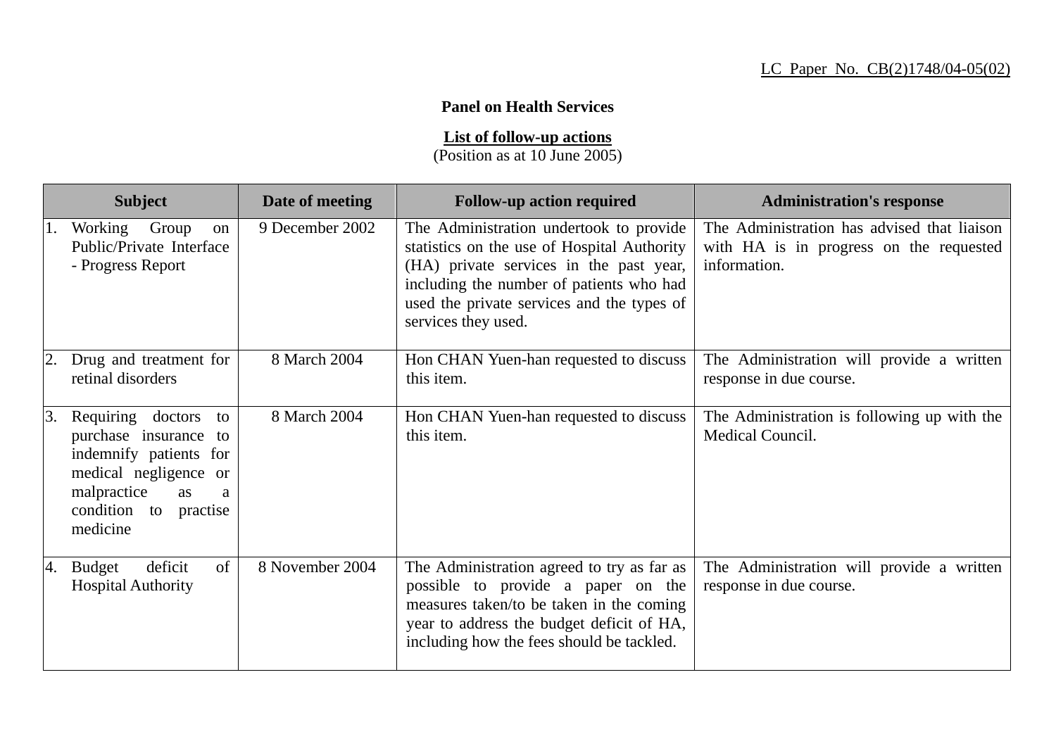LC Paper No. CB(2)1748/04-05(02)

**Panel on Health Services**

**List of follow-up actions**
(Position as at 10 June 2005)

| Subject | Date of meeting | Follow-up action required | Administration's response |
|---|---|---|---|
| 1. Working Group on Public/Private Interface - Progress Report | 9 December 2002 | The Administration undertook to provide statistics on the use of Hospital Authority (HA) private services in the past year, including the number of patients who had used the private services and the types of services they used. | The Administration has advised that liaison with HA is in progress on the requested information. |
| 2. Drug and treatment for retinal disorders | 8 March 2004 | Hon CHAN Yuen-han requested to discuss this item. | The Administration will provide a written response in due course. |
| 3. Requiring doctors to purchase insurance to indemnify patients for medical negligence or malpractice as a condition to practise medicine | 8 March 2004 | Hon CHAN Yuen-han requested to discuss this item. | The Administration is following up with the Medical Council. |
| 4. Budget deficit of Hospital Authority | 8 November 2004 | The Administration agreed to try as far as possible to provide a paper on the measures taken/to be taken in the coming year to address the budget deficit of HA, including how the fees should be tackled. | The Administration will provide a written response in due course. |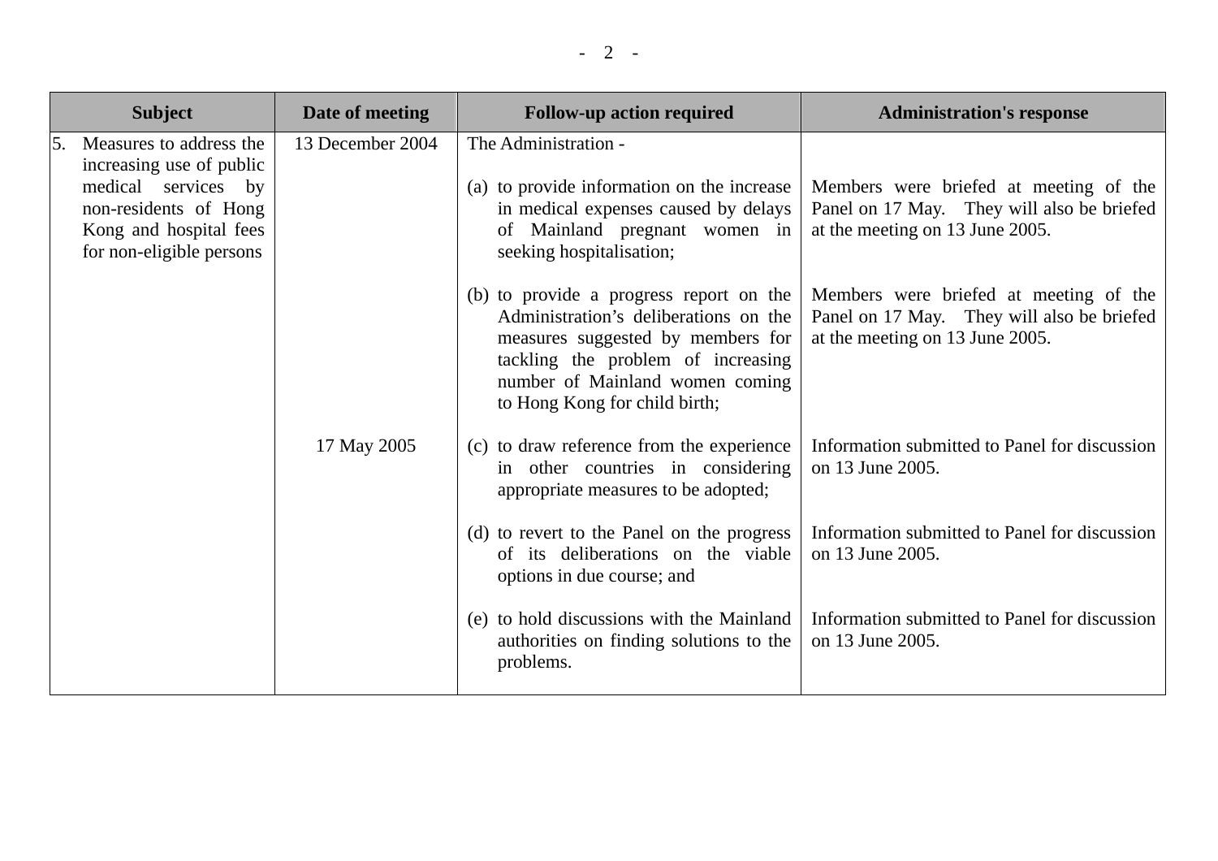| Subject | Date of meeting | Follow-up action required | Administration's response |
|---|---|---|---|
| 5. Measures to address the increasing use of public medical services by non-residents of Hong Kong and hospital fees for non-eligible persons | 13 December 2004 | The Administration - | |
| | | (a) to provide information on the increase in medical expenses caused by delays of Mainland pregnant women in seeking hospitalisation; | Members were briefed at meeting of the Panel on 17 May. They will also be briefed at the meeting on 13 June 2005. |
| | | (b) to provide a progress report on the Administration's deliberations on the measures suggested by members for tackling the problem of increasing number of Mainland women coming to Hong Kong for child birth; | Members were briefed at meeting of the Panel on 17 May. They will also be briefed at the meeting on 13 June 2005. |
| | 17 May 2005 | (c) to draw reference from the experience in other countries in considering appropriate measures to be adopted; | Information submitted to Panel for discussion on 13 June 2005. |
| | | (d) to revert to the Panel on the progress of its deliberations on the viable options in due course; and | Information submitted to Panel for discussion on 13 June 2005. |
| | | (e) to hold discussions with the Mainland authorities on finding solutions to the problems. | Information submitted to Panel for discussion on 13 June 2005. |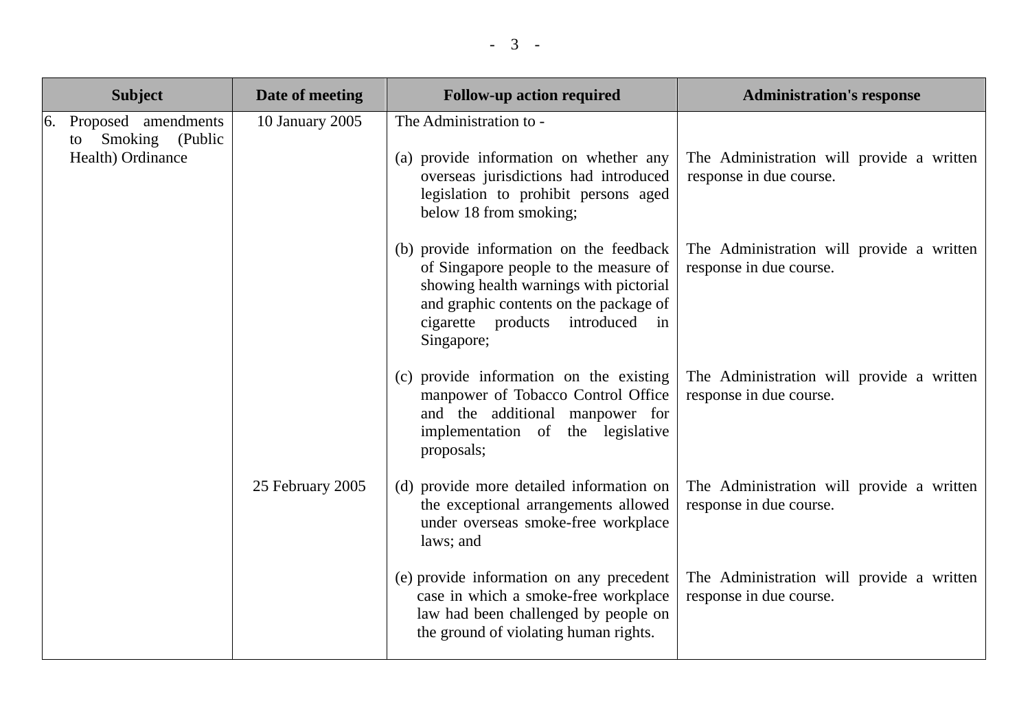| Subject | Date of meeting | Follow-up action required | Administration's response |
|---|---|---|---|
| 6. Proposed amendments to Smoking (Public Health) Ordinance | 10 January 2005 | The Administration to - | |
| | | (a) provide information on whether any overseas jurisdictions had introduced legislation to prohibit persons aged below 18 from smoking; | The Administration will provide a written response in due course. |
| | | (b) provide information on the feedback of Singapore people to the measure of showing health warnings with pictorial and graphic contents on the package of cigarette products introduced in Singapore; | The Administration will provide a written response in due course. |
| | | (c) provide information on the existing manpower of Tobacco Control Office and the additional manpower for implementation of the legislative proposals; | The Administration will provide a written response in due course. |
| | 25 February 2005 | (d) provide more detailed information on the exceptional arrangements allowed under overseas smoke-free workplace laws; and | The Administration will provide a written response in due course. |
| | | (e) provide information on any precedent case in which a smoke-free workplace law had been challenged by people on the ground of violating human rights. | The Administration will provide a written response in due course. |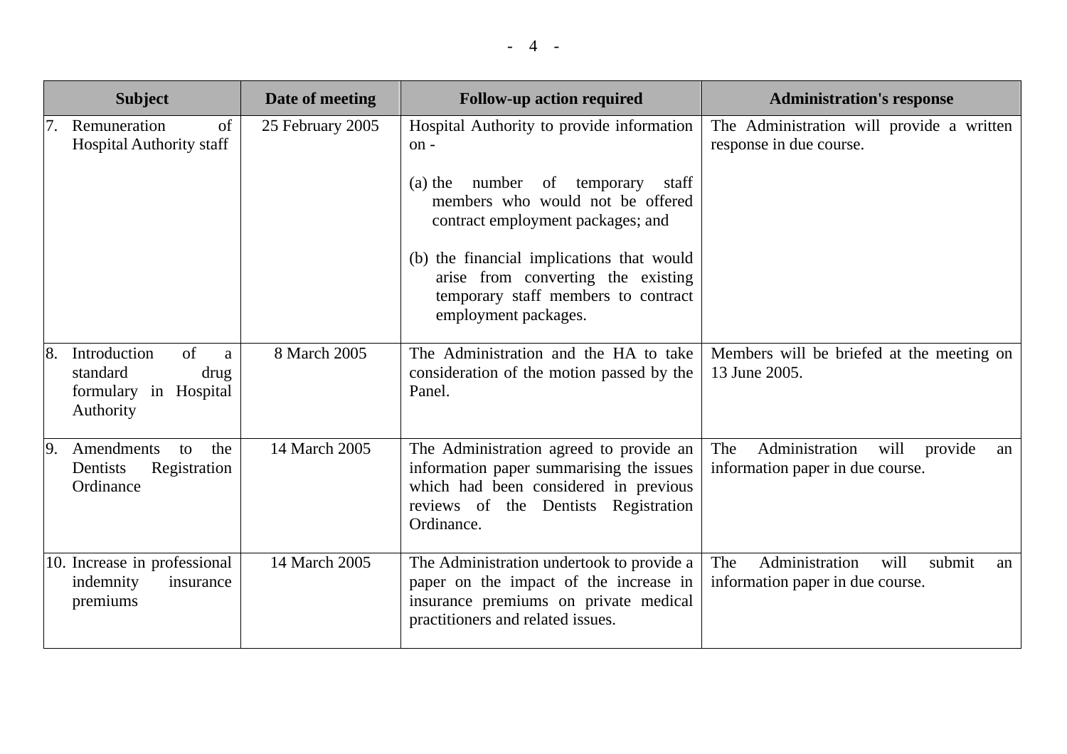| Subject | Date of meeting | Follow-up action required | Administration's response |
|---|---|---|---|
| 7. Remuneration of Hospital Authority staff | 25 February 2005 | Hospital Authority to provide information on - <br><br>(a) the number of temporary staff members who would not be offered contract employment packages; and <br><br>(b) the financial implications that would arise from converting the existing temporary staff members to contract employment packages. | The Administration will provide a written response in due course. |
| 8. Introduction of a standard drug formulary in Hospital Authority | 8 March 2005 | The Administration and the HA to take consideration of the motion passed by the Panel. | Members will be briefed at the meeting on 13 June 2005. |
| 9. Amendments to the Dentists Registration Ordinance | 14 March 2005 | The Administration agreed to provide an information paper summarising the issues which had been considered in previous reviews of the Dentists Registration Ordinance. | The Administration will provide an information paper in due course. |
| 10. Increase in professional indemnity insurance premiums | 14 March 2005 | The Administration undertook to provide a paper on the impact of the increase in insurance premiums on private medical practitioners and related issues. | The Administration will submit an information paper in due course. |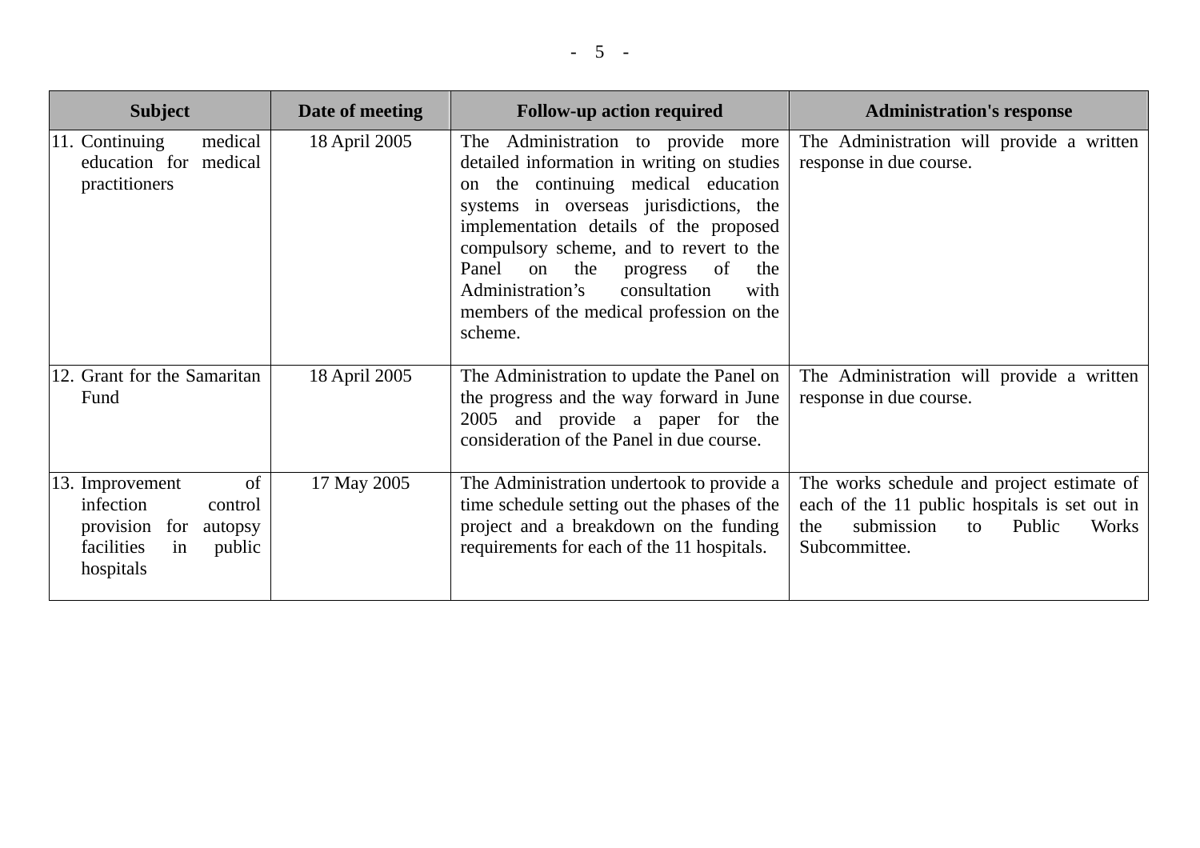| Subject | Date of meeting | Follow-up action required | Administration's response |
|---|---|---|---|
| 11. Continuing medical education for medical practitioners | 18 April 2005 | The Administration to provide more detailed information in writing on studies on the continuing medical education systems in overseas jurisdictions, the implementation details of the proposed compulsory scheme, and to revert to the Panel on the progress of the Administration's consultation with members of the medical profession on the scheme. | The Administration will provide a written response in due course. |
| 12. Grant for the Samaritan Fund | 18 April 2005 | The Administration to update the Panel on the progress and the way forward in June 2005 and provide a paper for the consideration of the Panel in due course. | The Administration will provide a written response in due course. |
| 13. Improvement of infection control provision for autopsy facilities in public hospitals | 17 May 2005 | The Administration undertook to provide a time schedule setting out the phases of the project and a breakdown on the funding requirements for each of the 11 hospitals. | The works schedule and project estimate of each of the 11 public hospitals is set out in the submission to Public Works Subcommittee. |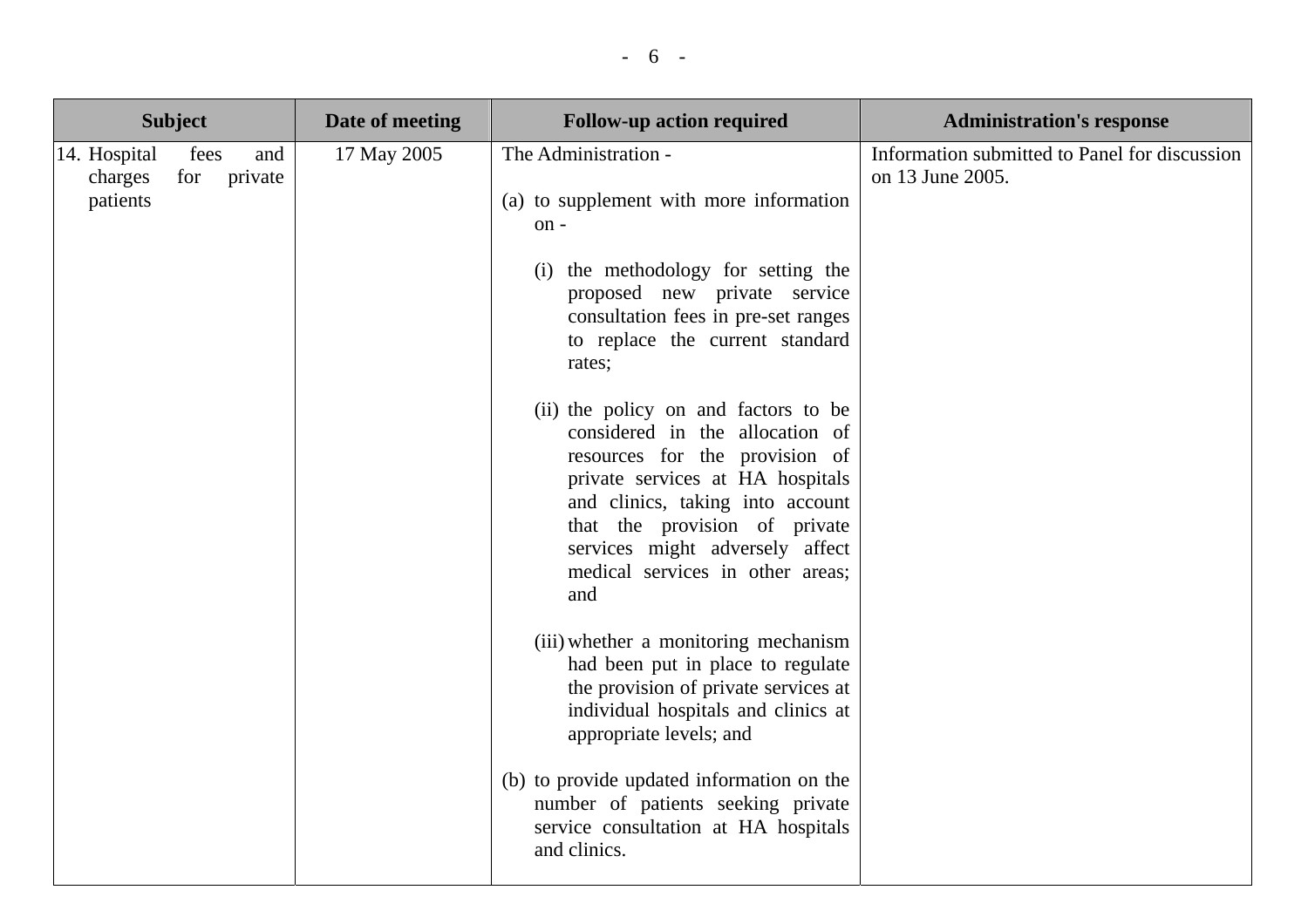| Subject | Date of meeting | Follow-up action required | Administration's response |
| --- | --- | --- | --- |
| 14. Hospital fees and charges for private patients | 17 May 2005 | The Administration - <br><br> (a) to supplement with more information on - <br><br> (i) the methodology for setting the proposed new private service consultation fees in pre-set ranges to replace the current standard rates; <br><br> (ii) the policy on and factors to be considered in the allocation of resources for the provision of private services at HA hospitals and clinics, taking into account that the provision of private services might adversely affect medical services in other areas; and <br><br> (iii) whether a monitoring mechanism had been put in place to regulate the provision of private services at individual hospitals and clinics at appropriate levels; and <br><br> (b) to provide updated information on the number of patients seeking private service consultation at HA hospitals and clinics. | Information submitted to Panel for discussion on 13 June 2005. |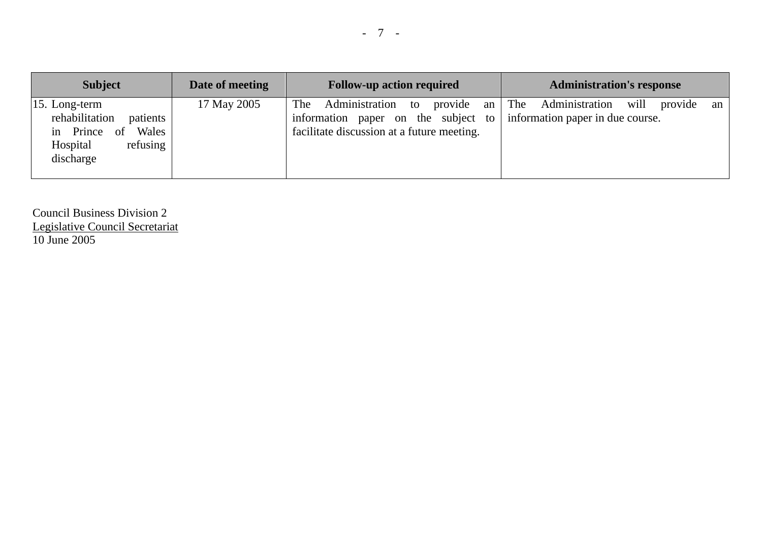| Subject | Date of meeting | Follow-up action required | Administration's response |
|---|---|---|---|
| 15. Long-term rehabilitation patients in Prince of Wales Hospital refusing discharge | 17 May 2005 | The Administration to provide an information paper on the subject to facilitate discussion at a future meeting. | The Administration will provide an information paper in due course. |

Council Business Division 2
Legislative Council Secretariat
10 June 2005